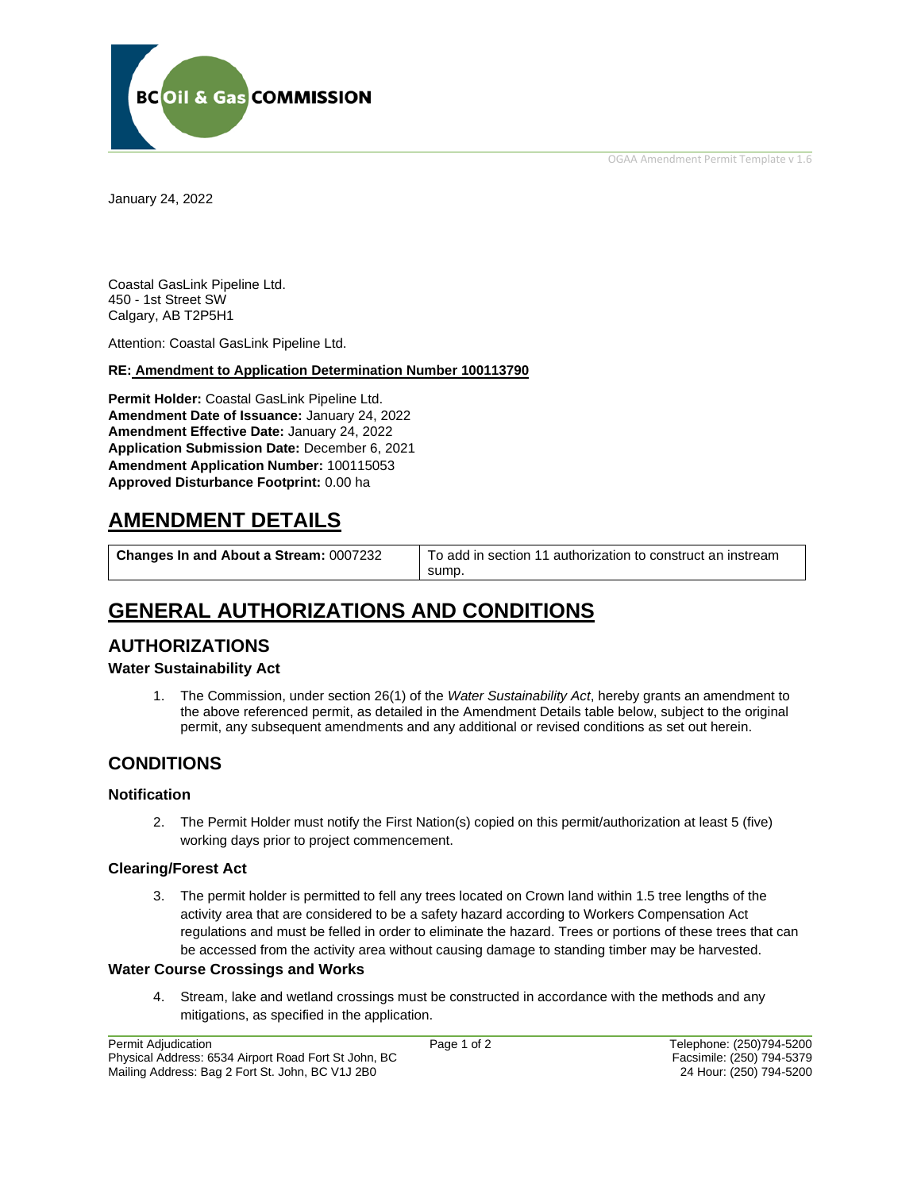OGAA Amendment Permit Template v 1.6

January 24, 2022

Coastal GasLink Pipeline Ltd.
450 - 1st Street SW
Calgary, AB T2P5H1

Attention: Coastal GasLink Pipeline Ltd.

**RE: Amendment to Application Determination Number 100113790**

**Permit Holder:** Coastal GasLink Pipeline Ltd.
**Amendment Date of Issuance:** January 24, 2022
**Amendment Effective Date:** January 24, 2022
**Application Submission Date:** December 6, 2021
**Amendment Application Number:** 100115053
**Approved Disturbance Footprint:** 0.00 ha

# AMENDMENT DETAILS

| **Changes In and About a Stream:** 0007232 | To add in section 11 authorization to construct an instream sump. |
|---|---|

# GENERAL AUTHORIZATIONS AND CONDITIONS

## AUTHORIZATIONS

### Water Sustainability Act

1. The Commission, under section 26(1) of the *Water Sustainability Act*, hereby grants an amendment to the above referenced permit, as detailed in the Amendment Details table below, subject to the original permit, any subsequent amendments and any additional or revised conditions as set out herein.

## CONDITIONS

### Notification

2. The Permit Holder must notify the First Nation(s) copied on this permit/authorization at least 5 (five) working days prior to project commencement.

### Clearing/Forest Act

3. The permit holder is permitted to fell any trees located on Crown land within 1.5 tree lengths of the activity area that are considered to be a safety hazard according to Workers Compensation Act regulations and must be felled in order to eliminate the hazard. Trees or portions of these trees that can be accessed from the activity area without causing damage to standing timber may be harvested.

### Water Course Crossings and Works

4. Stream, lake and wetland crossings must be constructed in accordance with the methods and any mitigations, as specified in the application.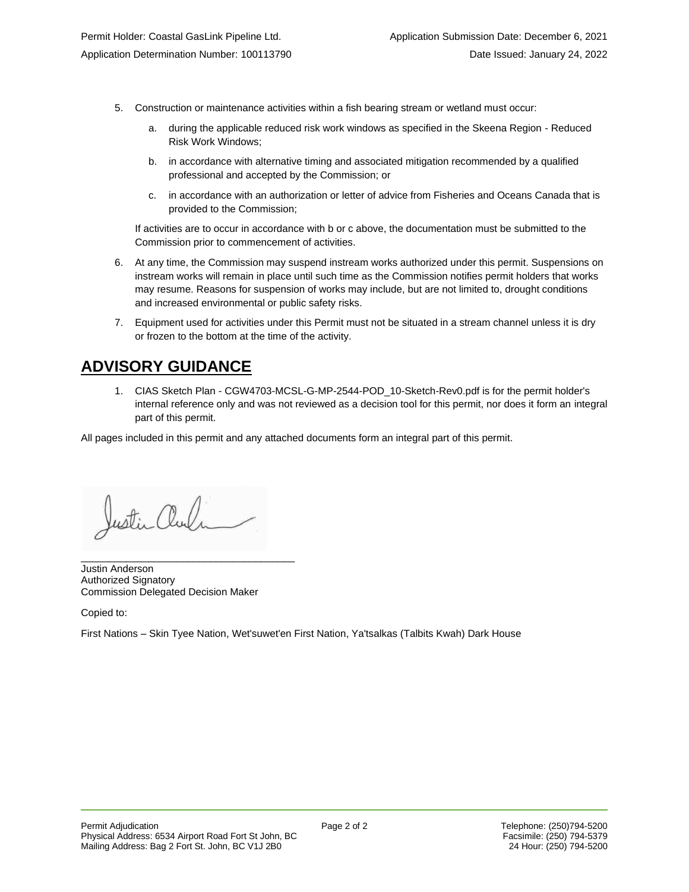5. Construction or maintenance activities within a fish bearing stream or wetland must occur:

   a. during the applicable reduced risk work windows as specified in the Skeena Region - Reduced Risk Work Windows;

   b. in accordance with alternative timing and associated mitigation recommended by a qualified professional and accepted by the Commission; or

   c. in accordance with an authorization or letter of advice from Fisheries and Oceans Canada that is provided to the Commission;

   If activities are to occur in accordance with b or c above, the documentation must be submitted to the Commission prior to commencement of activities.

6. At any time, the Commission may suspend instream works authorized under this permit. Suspensions on instream works will remain in place until such time as the Commission notifies permit holders that works may resume. Reasons for suspension of works may include, but are not limited to, drought conditions and increased environmental or public safety risks.

7. Equipment used for activities under this Permit must not be situated in a stream channel unless it is dry or frozen to the bottom at the time of the activity.

## ADVISORY GUIDANCE

1. CIAS Sketch Plan - CGW4703-MCSL-G-MP-2544-POD_10-Sketch-Rev0.pdf is for the permit holder's internal reference only and was not reviewed as a decision tool for this permit, nor does it form an integral part of this permit.

All pages included in this permit and any attached documents form an integral part of this permit.

Justin Anderson
Authorized Signatory
Commission Delegated Decision Maker

Copied to:

First Nations – Skin Tyee Nation, Wet'suwet'en First Nation, Ya'tsalkas (Talbits Kwah) Dark House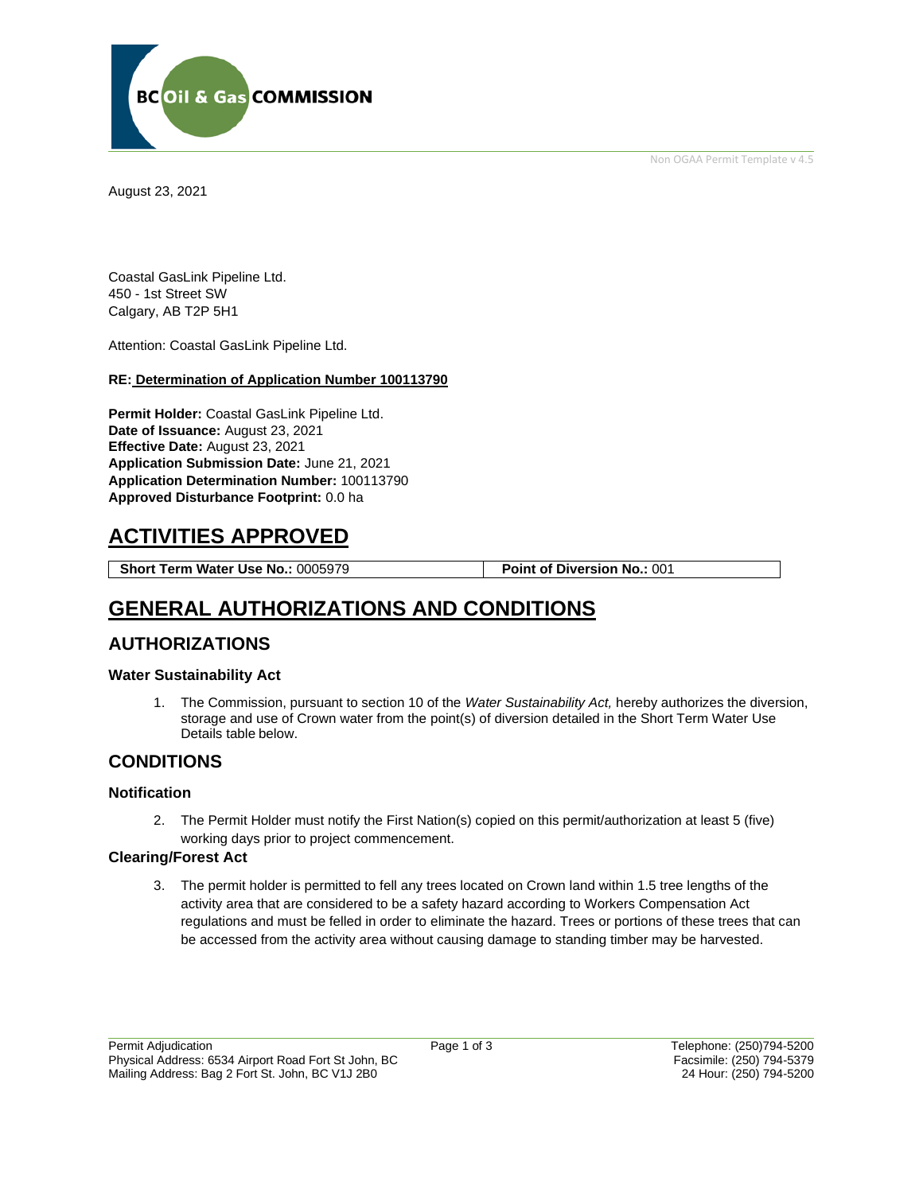August 23, 2021

Coastal GasLink Pipeline Ltd.
450 - 1st Street SW
Calgary, AB T2P 5H1

Attention: Coastal GasLink Pipeline Ltd.

**RE: Determination of Application Number 100113790**

**Permit Holder:** Coastal GasLink Pipeline Ltd.
**Date of Issuance:** August 23, 2021
**Effective Date:** August 23, 2021
**Application Submission Date:** June 21, 2021
**Application Determination Number:** 100113790
**Approved Disturbance Footprint:** 0.0 ha

# ACTIVITIES APPROVED

| **Short Term Water Use No.:** 0005979 | **Point of Diversion No.:** 001 |
|---|---|

# GENERAL AUTHORIZATIONS AND CONDITIONS

## AUTHORIZATIONS

### Water Sustainability Act

1. The Commission, pursuant to section 10 of the *Water Sustainability Act,* hereby authorizes the diversion, storage and use of Crown water from the point(s) of diversion detailed in the Short Term Water Use Details table below.

## CONDITIONS

### Notification

2. The Permit Holder must notify the First Nation(s) copied on this permit/authorization at least 5 (five) working days prior to project commencement.

### Clearing/Forest Act

3. The permit holder is permitted to fell any trees located on Crown land within 1.5 tree lengths of the activity area that are considered to be a safety hazard according to Workers Compensation Act regulations and must be felled in order to eliminate the hazard. Trees or portions of these trees that can be accessed from the activity area without causing damage to standing timber may be harvested.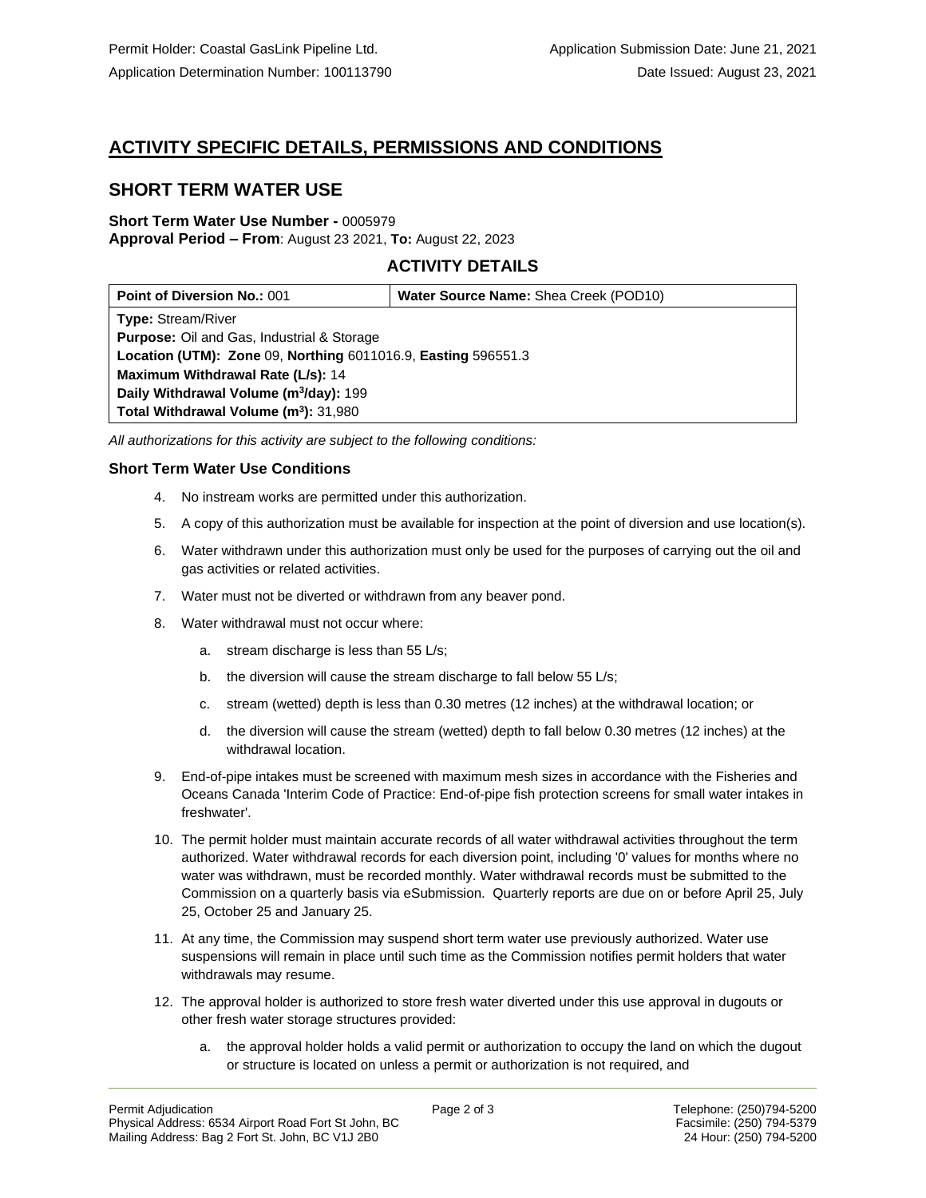Permit Holder: Coastal GasLink Pipeline Ltd.
Application Determination Number: 100113790

Application Submission Date: June 21, 2021
Date Issued: August 23, 2021

# ACTIVITY SPECIFIC DETAILS, PERMISSIONS AND CONDITIONS

## SHORT TERM WATER USE

**Short Term Water Use Number -** 0005979
**Approval Period – From**: August 23 2021, **To:** August 22, 2023

### ACTIVITY DETAILS

| **Point of Diversion No.:** 001 | **Water Source Name:** Shea Creek (POD10) |
|---|---|
| **Type:** Stream/River<br>**Purpose:** Oil and Gas, Industrial & Storage<br>**Location (UTM): Zone** 09, **Northing** 6011016.9, **Easting** 596551.3<br>**Maximum Withdrawal Rate (L/s):** 14<br>**Daily Withdrawal Volume ($m^3$/day):** 199<br>**Total Withdrawal Volume ($m^3$):** 31,980 | |

*All authorizations for this activity are subject to the following conditions:*

### Short Term Water Use Conditions

4. No instream works are permitted under this authorization.
5. A copy of this authorization must be available for inspection at the point of diversion and use location(s).
6. Water withdrawn under this authorization must only be used for the purposes of carrying out the oil and gas activities or related activities.
7. Water must not be diverted or withdrawn from any beaver pond.
8. Water withdrawal must not occur where:
   a. stream discharge is less than 55 L/s;
   b. the diversion will cause the stream discharge to fall below 55 L/s;
   c. stream (wetted) depth is less than 0.30 metres (12 inches) at the withdrawal location; or
   d. the diversion will cause the stream (wetted) depth to fall below 0.30 metres (12 inches) at the withdrawal location.
9. End-of-pipe intakes must be screened with maximum mesh sizes in accordance with the Fisheries and Oceans Canada 'Interim Code of Practice: End-of-pipe fish protection screens for small water intakes in freshwater'.
10. The permit holder must maintain accurate records of all water withdrawal activities throughout the term authorized. Water withdrawal records for each diversion point, including '0' values for months where no water was withdrawn, must be recorded monthly. Water withdrawal records must be submitted to the Commission on a quarterly basis via eSubmission. Quarterly reports are due on or before April 25, July 25, October 25 and January 25.
11. At any time, the Commission may suspend short term water use previously authorized. Water use suspensions will remain in place until such time as the Commission notifies permit holders that water withdrawals may resume.
12. The approval holder is authorized to store fresh water diverted under this use approval in dugouts or other fresh water storage structures provided:
    a. the approval holder holds a valid permit or authorization to occupy the land on which the dugout or structure is located on unless a permit or authorization is not required, and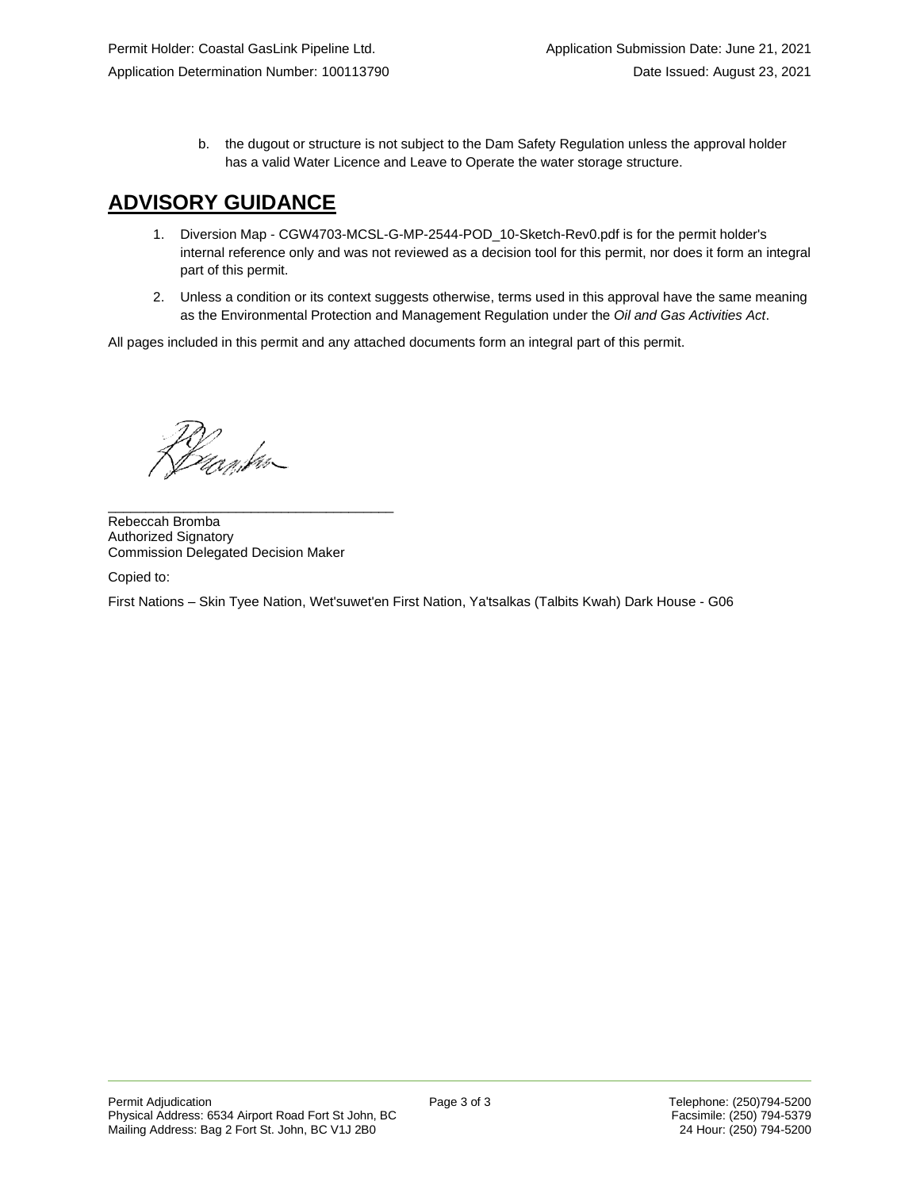b. the dugout or structure is not subject to the Dam Safety Regulation unless the approval holder has a valid Water Licence and Leave to Operate the water storage structure.

## ADVISORY GUIDANCE

1. Diversion Map - CGW4703-MCSL-G-MP-2544-POD_10-Sketch-Rev0.pdf is for the permit holder's internal reference only and was not reviewed as a decision tool for this permit, nor does it form an integral part of this permit.
2. Unless a condition or its context suggests otherwise, terms used in this approval have the same meaning as the Environmental Protection and Management Regulation under the *Oil and Gas Activities Act*.

All pages included in this permit and any attached documents form an integral part of this permit.

\_\_\_\_\_\_\_\_\_\_\_\_\_\_\_\_\_\_\_\_\_\_\_\_\_\_\_\_\_\_\_\_\_\_\_\_\_\_

Rebeccah Bromba
Authorized Signatory
Commission Delegated Decision Maker

Copied to:

First Nations – Skin Tyee Nation, Wet'suwet'en First Nation, Ya'tsalkas (Talbits Kwah) Dark House - G06